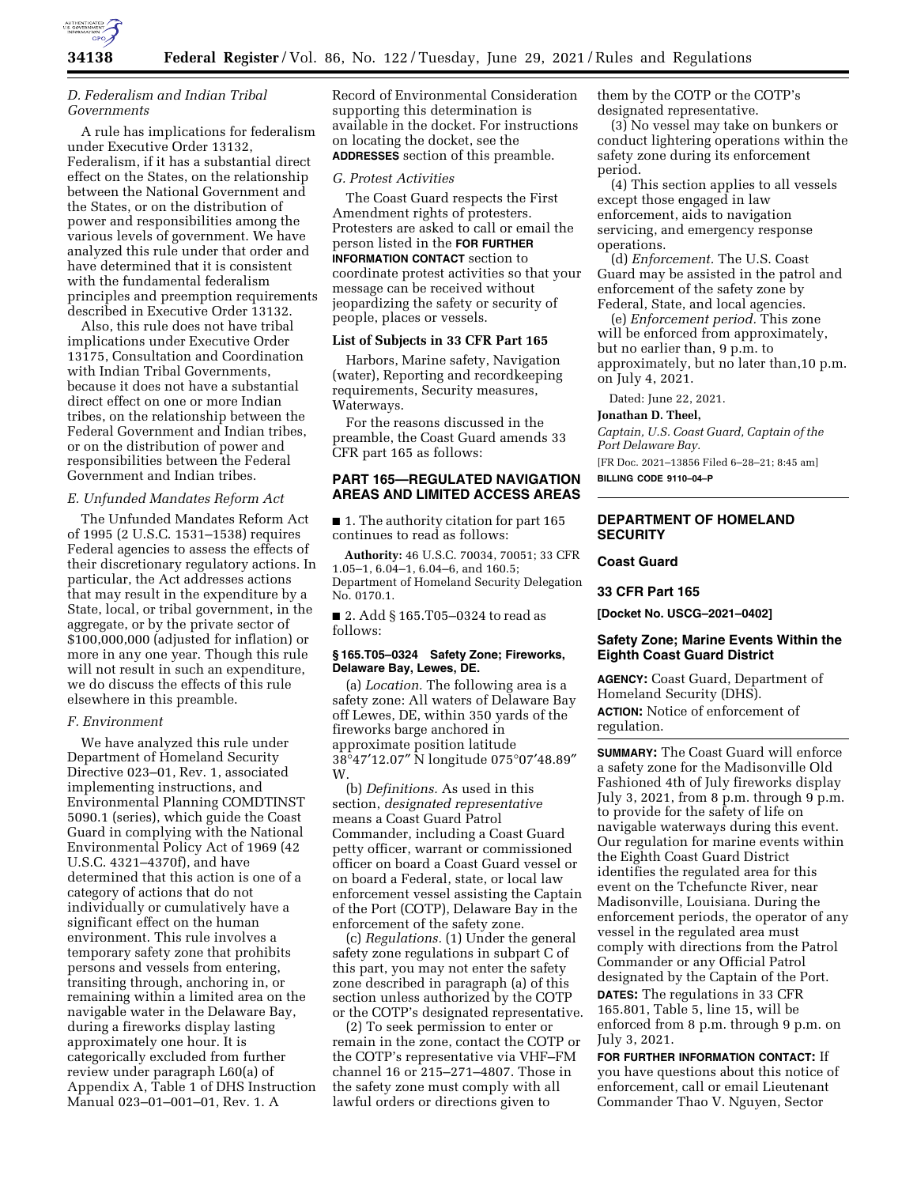### D. Federalism and Indian Tribal Governments

A rule has implications for federalism under Executive Order 13132, Federalism, if it has a substantial direct effect on the States, on the relationship between the National Government and the States, or on the distribution of power and responsibilities among the various levels of government. We have analyzed this rule under that order and have determined that it is consistent with the fundamental federalism principles and preemption requirements described in Executive Order 13132.

Also, this rule does not have tribal implications under Executive Order 13175, Consultation and Coordination with Indian Tribal Governments, because it does not have a substantial direct effect on one or more Indian tribes, on the relationship between the Federal Government and Indian tribes, or on the distribution of power and responsibilities between the Federal Government and Indian tribes.

### E. Unfunded Mandates Reform Act

The Unfunded Mandates Reform Act of 1995 (2 U.S.C. 1531–1538) requires Federal agencies to assess the effects of their discretionary regulatory actions. In particular, the Act addresses actions that may result in the expenditure by a State, local, or tribal government, in the aggregate, or by the private sector of $100,000,000 (adjusted for inflation) or more in any one year. Though this rule will not result in such an expenditure, we do discuss the effects of this rule elsewhere in this preamble.

### F. Environment

We have analyzed this rule under Department of Homeland Security Directive 023–01, Rev. 1, associated implementing instructions, and Environmental Planning COMDTINST 5090.1 (series), which guide the Coast Guard in complying with the National Environmental Policy Act of 1969 (42 U.S.C. 4321–4370f), and have determined that this action is one of a category of actions that do not individually or cumulatively have a significant effect on the human environment. This rule involves a temporary safety zone that prohibits persons and vessels from entering, transiting through, anchoring in, or remaining within a limited area on the navigable water in the Delaware Bay, during a fireworks display lasting approximately one hour. It is categorically excluded from further review under paragraph L60(a) of Appendix A, Table 1 of DHS Instruction Manual 023–01–001–01, Rev. 1. A Record of Environmental Consideration supporting this determination is available in the docket. For instructions on locating the docket, see the **ADDRESSES** section of this preamble.

### G. Protest Activities

The Coast Guard respects the First Amendment rights of protesters. Protesters are asked to call or email the person listed in the **FOR FURTHER INFORMATION CONTACT** section to coordinate protest activities so that your message can be received without jeopardizing the safety or security of people, places or vessels.

**List of Subjects in 33 CFR Part 165**

Harbors, Marine safety, Navigation (water), Reporting and recordkeeping requirements, Security measures, Waterways.

For the reasons discussed in the preamble, the Coast Guard amends 33 CFR part 165 as follows:

## PART 165—REGULATED NAVIGATION AREAS AND LIMITED ACCESS AREAS

■ 1. The authority citation for part 165 continues to read as follows:

**Authority:** 46 U.S.C. 70034, 70051; 33 CFR 1.05–1, 6.04–1, 6.04–6, and 160.5; Department of Homeland Security Delegation No. 0170.1.

■ 2. Add § 165.T05–0324 to read as follows:

**§ 165.T05–0324 Safety Zone; Fireworks, Delaware Bay, Lewes, DE.**

(a) *Location.* The following area is a safety zone: All waters of Delaware Bay off Lewes, DE, within 350 yards of the fireworks barge anchored in approximate position latitude 38°47′12.07″ N longitude 075°07′48.89″ W.

(b) *Definitions.* As used in this section, *designated representative* means a Coast Guard Patrol Commander, including a Coast Guard petty officer, warrant or commissioned officer on board a Coast Guard vessel or on board a Federal, state, or local law enforcement vessel assisting the Captain of the Port (COTP), Delaware Bay in the enforcement of the safety zone.

(c) *Regulations.* (1) Under the general safety zone regulations in subpart C of this part, you may not enter the safety zone described in paragraph (a) of this section unless authorized by the COTP or the COTP's designated representative.

(2) To seek permission to enter or remain in the zone, contact the COTP or the COTP's representative via VHF–FM channel 16 or 215–271–4807. Those in the safety zone must comply with all lawful orders or directions given to them by the COTP or the COTP's designated representative.

(3) No vessel may take on bunkers or conduct lightering operations within the safety zone during its enforcement period.

(4) This section applies to all vessels except those engaged in law enforcement, aids to navigation servicing, and emergency response operations.

(d) *Enforcement.* The U.S. Coast Guard may be assisted in the patrol and enforcement of the safety zone by Federal, State, and local agencies.

(e) *Enforcement period.* This zone will be enforced from approximately, but no earlier than, 9 p.m. to approximately, but no later than,10 p.m. on July 4, 2021.

Dated: June 22, 2021.

**Jonathan D. Theel,**

*Captain, U.S. Coast Guard, Captain of the Port Delaware Bay.*

[FR Doc. 2021–13856 Filed 6–28–21; 8:45 am]

**BILLING CODE 9110–04–P**

---

## DEPARTMENT OF HOMELAND SECURITY

### Coast Guard

### 33 CFR Part 165

**[Docket No. USCG–2021–0402]**

## Safety Zone; Marine Events Within the Eighth Coast Guard District

**AGENCY:** Coast Guard, Department of Homeland Security (DHS).

**ACTION:** Notice of enforcement of regulation.

**SUMMARY:** The Coast Guard will enforce a safety zone for the Madisonville Old Fashioned 4th of July fireworks display July 3, 2021, from 8 p.m. through 9 p.m. to provide for the safety of life on navigable waterways during this event. Our regulation for marine events within the Eighth Coast Guard District identifies the regulated area for this event on the Tchefuncte River, near Madisonville, Louisiana. During the enforcement periods, the operator of any vessel in the regulated area must comply with directions from the Patrol Commander or any Official Patrol designated by the Captain of the Port.

**DATES:** The regulations in 33 CFR 165.801, Table 5, line 15, will be enforced from 8 p.m. through 9 p.m. on July 3, 2021.

**FOR FURTHER INFORMATION CONTACT:** If you have questions about this notice of enforcement, call or email Lieutenant Commander Thao V. Nguyen, Sector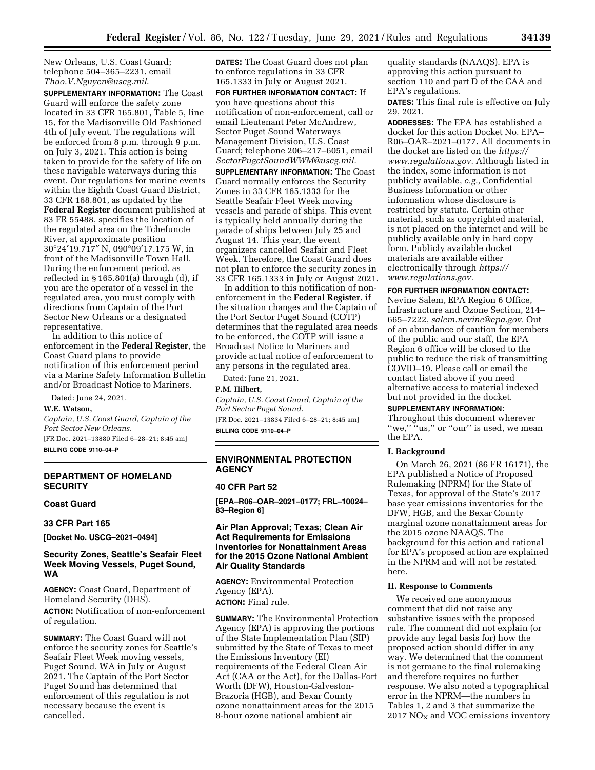New Orleans, U.S. Coast Guard; telephone 504–365–2231, email *Thao.V.Nguyen@uscg.mil.*

**SUPPLEMENTARY INFORMATION:** The Coast Guard will enforce the safety zone located in 33 CFR 165.801, Table 5, line 15, for the Madisonville Old Fashioned 4th of July event. The regulations will be enforced from 8 p.m. through 9 p.m. on July 3, 2021. This action is being taken to provide for the safety of life on these navigable waterways during this event. Our regulations for marine events within the Eighth Coast Guard District, 33 CFR 168.801, as updated by the **Federal Register** document published at 83 FR 55488, specifies the location of the regulated area on the Tchefuncte River, at approximate position 30°24′19.717″ N, 090°09′17.175 W, in front of the Madisonville Town Hall. During the enforcement period, as reflected in § 165.801(a) through (d), if you are the operator of a vessel in the regulated area, you must comply with directions from Captain of the Port Sector New Orleans or a designated representative.

In addition to this notice of enforcement in the **Federal Register**, the Coast Guard plans to provide notification of this enforcement period via a Marine Safety Information Bulletin and/or Broadcast Notice to Mariners.

Dated: June 24, 2021.

**W.E. Watson,**

*Captain, U.S. Coast Guard, Captain of the Port Sector New Orleans.*

[FR Doc. 2021–13880 Filed 6–28–21; 8:45 am]

**BILLING CODE 9110–04–P**

## DEPARTMENT OF HOMELAND SECURITY

### Coast Guard

### 33 CFR Part 165

**[Docket No. USCG–2021–0494]**

### Security Zones, Seattle's Seafair Fleet Week Moving Vessels, Puget Sound, WA

**AGENCY:** Coast Guard, Department of Homeland Security (DHS).

**ACTION:** Notification of non-enforcement of regulation.

**SUMMARY:** The Coast Guard will not enforce the security zones for Seattle's Seafair Fleet Week moving vessels, Puget Sound, WA in July or August 2021. The Captain of the Port Sector Puget Sound has determined that enforcement of this regulation is not necessary because the event is cancelled.

**DATES:** The Coast Guard does not plan to enforce regulations in 33 CFR 165.1333 in July or August 2021.

**FOR FURTHER INFORMATION CONTACT:** If you have questions about this notification of non-enforcement, call or email Lieutenant Peter McAndrew, Sector Puget Sound Waterways Management Division, U.S. Coast Guard; telephone 206–217–6051, email *SectorPugetSoundWWM@uscg.mil.*

**SUPPLEMENTARY INFORMATION:** The Coast Guard normally enforces the Security Zones in 33 CFR 165.1333 for the Seattle Seafair Fleet Week moving vessels and parade of ships. This event is typically held annually during the parade of ships between July 25 and August 14. This year, the event organizers cancelled Seafair and Fleet Week. Therefore, the Coast Guard does not plan to enforce the security zones in 33 CFR 165.1333 in July or August 2021.

In addition to this notification of non-enforcement in the **Federal Register**, if the situation changes and the Captain of the Port Sector Puget Sound (COTP) determines that the regulated area needs to be enforced, the COTP will issue a Broadcast Notice to Mariners and provide actual notice of enforcement to any persons in the regulated area.

Dated: June 21, 2021.

**P.M. Hilbert,**

*Captain, U.S. Coast Guard, Captain of the Port Sector Puget Sound.*

[FR Doc. 2021–13834 Filed 6–28–21; 8:45 am]

**BILLING CODE 9110–04–P**

## ENVIRONMENTAL PROTECTION AGENCY

### 40 CFR Part 52

**[EPA–R06–OAR–2021–0177; FRL–10024–83–Region 6]**

### Air Plan Approval; Texas; Clean Air Act Requirements for Emissions Inventories for Nonattainment Areas for the 2015 Ozone National Ambient Air Quality Standards

**AGENCY:** Environmental Protection Agency (EPA).

**ACTION:** Final rule.

**SUMMARY:** The Environmental Protection Agency (EPA) is approving the portions of the State Implementation Plan (SIP) submitted by the State of Texas to meet the Emissions Inventory (EI) requirements of the Federal Clean Air Act (CAA or the Act), for the Dallas-Fort Worth (DFW), Houston-Galveston-Brazoria (HGB), and Bexar County ozone nonattainment areas for the 2015 8-hour ozone national ambient air quality standards (NAAQS). EPA is approving this action pursuant to section 110 and part D of the CAA and EPA's regulations.

**DATES:** This final rule is effective on July 29, 2021.

**ADDRESSES:** The EPA has established a docket for this action Docket No. EPA–R06–OAR–2021–0177. All documents in the docket are listed on the *https://www.regulations.gov.* Although listed in the index, some information is not publicly available, *e.g.,* Confidential Business Information or other information whose disclosure is restricted by statute. Certain other material, such as copyrighted material, is not placed on the internet and will be publicly available only in hard copy form. Publicly available docket materials are available either electronically through *https://www.regulations.gov.*

**FOR FURTHER INFORMATION CONTACT:** Nevine Salem, EPA Region 6 Office, Infrastructure and Ozone Section, 214–665–7222, *salem.nevine@epa.gov.* Out of an abundance of caution for members of the public and our staff, the EPA Region 6 office will be closed to the public to reduce the risk of transmitting COVID–19. Please call or email the contact listed above if you need alternative access to material indexed but not provided in the docket.

**SUPPLEMENTARY INFORMATION:** Throughout this document wherever "we," "us," or "our" is used, we mean the EPA.

#### I. Background

On March 26, 2021 (86 FR 16171), the EPA published a Notice of Proposed Rulemaking (NPRM) for the State of Texas, for approval of the State's 2017 base year emissions inventories for the DFW, HGB, and the Bexar County marginal ozone nonattainment areas for the 2015 ozone NAAQS. The background for this action and rational for EPA's proposed action are explained in the NPRM and will not be restated here.

#### II. Response to Comments

We received one anonymous comment that did not raise any substantive issues with the proposed rule. The comment did not explain (or provide any legal basis for) how the proposed action should differ in any way. We determined that the comment is not germane to the final rulemaking and therefore requires no further response. We also noted a typographical error in the NPRM—the numbers in Tables 1, 2 and 3 that summarize the 2017 $NO_X$ and VOC emissions inventory